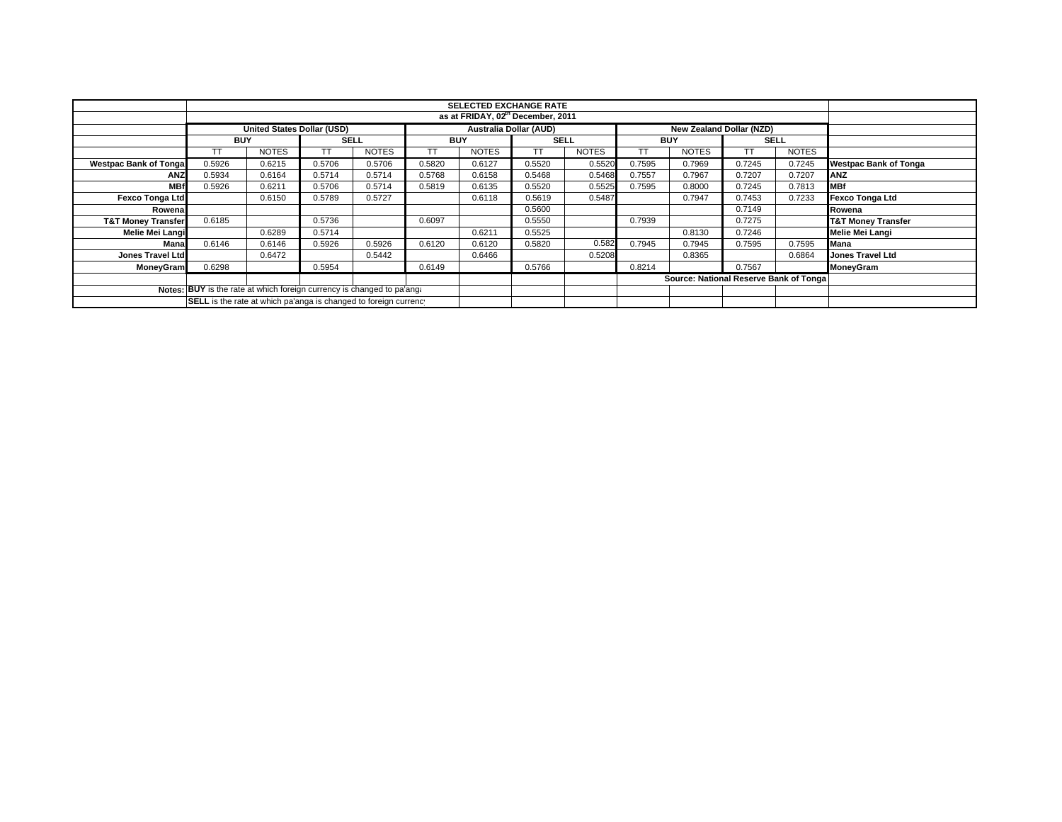| | SELECTED EXCHANGE RATE | | | | | | | | | | | | |
|---|---|---|---|---|---|---|---|---|---|---|---|---|---|
| | as at FRIDAY, 02[nd] December, 2011 | | | | | | | | | | | | |
| | United States Dollar (USD) | | | | Australia Dollar (AUD) | | | | New Zealand Dollar (NZD) | | | | |
| | BUY | | SELL | | BUY | | SELL | | BUY | | SELL | | |
| | TT | NOTES | TT | NOTES | TT | NOTES | TT | NOTES | TT | NOTES | TT | NOTES | |
| Westpac Bank of Tonga | 0.5926 | 0.6215 | 0.5706 | 0.5706 | 0.5820 | 0.6127 | 0.5520 | 0.5520 | 0.7595 | 0.7969 | 0.7245 | 0.7245 | Westpac Bank of Tonga |
| ANZ | 0.5934 | 0.6164 | 0.5714 | 0.5714 | 0.5768 | 0.6158 | 0.5468 | 0.5468 | 0.7557 | 0.7967 | 0.7207 | 0.7207 | ANZ |
| MBf | 0.5926 | 0.6211 | 0.5706 | 0.5714 | 0.5819 | 0.6135 | 0.5520 | 0.5525 | 0.7595 | 0.8000 | 0.7245 | 0.7813 | MBf |
| Fexco Tonga Ltd | | 0.6150 | 0.5789 | 0.5727 | | 0.6118 | 0.5619 | 0.5487 | | 0.7947 | 0.7453 | 0.7233 | Fexco Tonga Ltd |
| Rowena | | | | | | | 0.5600 | | | | 0.7149 | | Rowena |
| T&T Money Transfer | 0.6185 | | 0.5736 | | 0.6097 | | 0.5550 | | 0.7939 | | 0.7275 | | T&T Money Transfer |
| Melie Mei Langi | | 0.6289 | 0.5714 | | | 0.6211 | 0.5525 | | | 0.8130 | 0.7246 | | Melie Mei Langi |
| Mana | 0.6146 | 0.6146 | 0.5926 | 0.5926 | 0.6120 | 0.6120 | 0.5820 | 0.582 | 0.7945 | 0.7945 | 0.7595 | 0.7595 | Mana |
| Jones Travel Ltd | | 0.6472 | | 0.5442 | | 0.6466 | | 0.5208 | | 0.8365 | | 0.6864 | Jones Travel Ltd |
| MoneyGram | 0.6298 | | 0.5954 | | 0.6149 | | 0.5766 | | 0.8214 | | 0.7567 | | MoneyGram |
| | | | | | | | | | Source: National Reserve Bank of Tonga | | | | |
| Notes: | **BUY** is the rate at which foreign currency is changed to pa'anga | | | | | | | | | | | | |
| | **SELL** is the rate at which pa'anga is changed to foreign currency | | | | | | | | | | | | |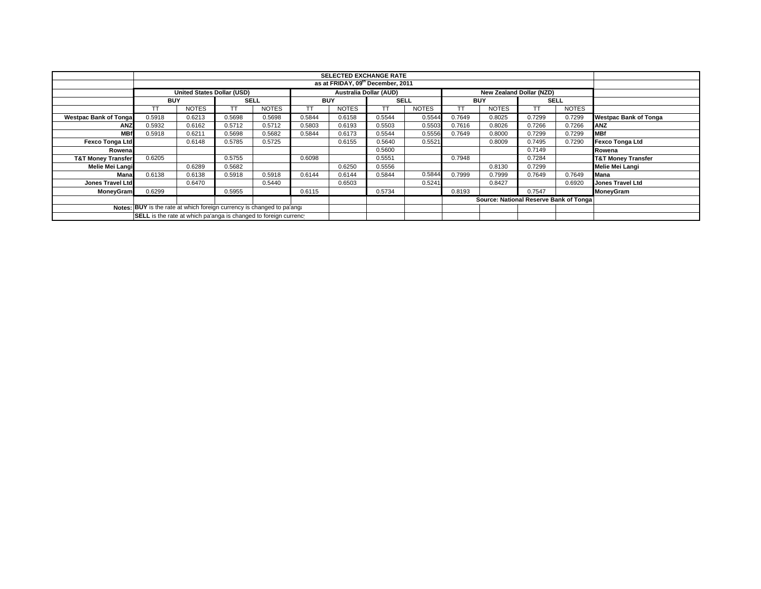| | SELECTED EXCHANGE RATE | | | | | | | | | | | | |
|---|---|---|---|---|---|---|---|---|---|---|---|---|---|
| | as at FRIDAY, 09th December, 2011 | | | | | | | | | | | | |
| | United States Dollar (USD) | | | | Australia Dollar (AUD) | | | | New Zealand Dollar (NZD) | | | | |
| | BUY | | SELL | | BUY | | SELL | | BUY | | SELL | | |
| | TT | NOTES | TT | NOTES | TT | NOTES | TT | NOTES | TT | NOTES | TT | NOTES | |
| **Westpac Bank of Tonga** | 0.5918 | 0.6213 | 0.5698 | 0.5698 | 0.5844 | 0.6158 | 0.5544 | 0.5544 | 0.7649 | 0.8025 | 0.7299 | 0.7299 | **Westpac Bank of Tonga** |
| **ANZ** | 0.5932 | 0.6162 | 0.5712 | 0.5712 | 0.5803 | 0.6193 | 0.5503 | 0.5503 | 0.7616 | 0.8026 | 0.7266 | 0.7266 | **ANZ** |
| **MBf** | 0.5918 | 0.6211 | 0.5698 | 0.5682 | 0.5844 | 0.6173 | 0.5544 | 0.5556 | 0.7649 | 0.8000 | 0.7299 | 0.7299 | **MBf** |
| **Fexco Tonga Ltd** | | 0.6148 | 0.5785 | 0.5725 | | 0.6155 | 0.5640 | 0.5521 | | 0.8009 | 0.7495 | 0.7290 | **Fexco Tonga Ltd** |
| **Rowena** | | | | | | | 0.5600 | | | | 0.7149 | | **Rowena** |
| **T&T Money Transfer** | 0.6205 | | 0.5755 | | 0.6098 | | 0.5551 | | 0.7948 | | 0.7284 | | **T&T Money Transfer** |
| **Melie Mei Langi** | | 0.6289 | 0.5682 | | | 0.6250 | 0.5556 | | | 0.8130 | 0.7299 | | **Melie Mei Langi** |
| **Mana** | 0.6138 | 0.6138 | 0.5918 | 0.5918 | 0.6144 | 0.6144 | 0.5844 | 0.5844 | 0.7999 | 0.7999 | 0.7649 | 0.7649 | **Mana** |
| **Jones Travel Ltd** | | 0.6470 | | 0.5440 | | 0.6503 | | 0.5241 | | 0.8427 | | 0.6920 | **Jones Travel Ltd** |
| **MoneyGram** | 0.6299 | | 0.5955 | | 0.6115 | | 0.5734 | | 0.8193 | | 0.7547 | | **MoneyGram** |
| | | | | | | | | | Source: National Reserve Bank of Tonga | | | | |
| **Notes:** | **BUY** is the rate at which foreign currency is changed to pa'anga | | | | | | | | | | | | |
| | **SELL** is the rate at which pa'anga is changed to foreign currency | | | | | | | | | | | | |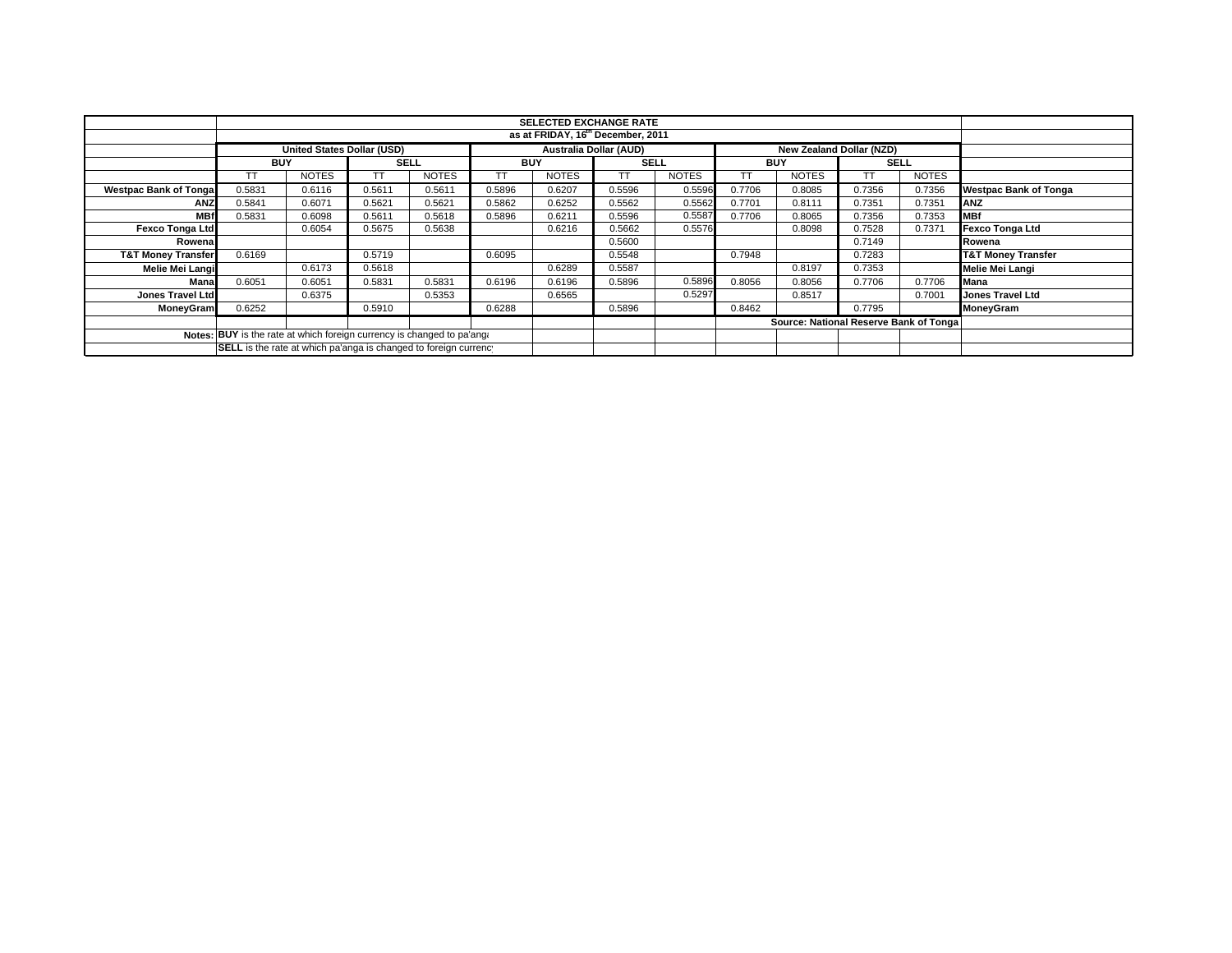| | SELECTED EXCHANGE RATE | | | | | | | | | | | | |
|---|---|---|---|---|---|---|---|---|---|---|---|---|---|
| | as at FRIDAY, 16th December, 2011 | | | | | | | | | | | | |
| | United States Dollar (USD) | | | | Australia Dollar (AUD) | | | | New Zealand Dollar (NZD) | | | | |
| | BUY | | SELL | | BUY | | SELL | | BUY | | SELL | | |
| | TT | NOTES | TT | NOTES | TT | NOTES | TT | NOTES | TT | NOTES | TT | NOTES | |
| Westpac Bank of Tonga | 0.5831 | 0.6116 | 0.5611 | 0.5611 | 0.5896 | 0.6207 | 0.5596 | 0.5596 | 0.7706 | 0.8085 | 0.7356 | 0.7356 | Westpac Bank of Tonga |
| ANZ | 0.5841 | 0.6071 | 0.5621 | 0.5621 | 0.5862 | 0.6252 | 0.5562 | 0.5562 | 0.7701 | 0.8111 | 0.7351 | 0.7351 | ANZ |
| MBf | 0.5831 | 0.6098 | 0.5611 | 0.5618 | 0.5896 | 0.6211 | 0.5596 | 0.5587 | 0.7706 | 0.8065 | 0.7356 | 0.7353 | MBf |
| Fexco Tonga Ltd | | 0.6054 | 0.5675 | 0.5638 | | 0.6216 | 0.5662 | 0.5576 | | 0.8098 | 0.7528 | 0.7371 | Fexco Tonga Ltd |
| Rowena | | | | | | | 0.5600 | | | | 0.7149 | | Rowena |
| T&T Money Transfer | 0.6169 | | 0.5719 | | 0.6095 | | 0.5548 | | 0.7948 | | 0.7283 | | T&T Money Transfer |
| Melie Mei Langi | | 0.6173 | 0.5618 | | | 0.6289 | 0.5587 | | | 0.8197 | 0.7353 | | Melie Mei Langi |
| Mana | 0.6051 | 0.6051 | 0.5831 | 0.5831 | 0.6196 | 0.6196 | 0.5896 | 0.5896 | 0.8056 | 0.8056 | 0.7706 | 0.7706 | Mana |
| Jones Travel Ltd | | 0.6375 | | 0.5353 | | 0.6565 | | 0.5297 | | 0.8517 | | 0.7001 | Jones Travel Ltd |
| MoneyGram | 0.6252 | | 0.5910 | | 0.6288 | | 0.5896 | | 0.8462 | | 0.7795 | | MoneyGram |
| | | | | | | | | | Source: National Reserve Bank of Tonga | | | | |
| Notes: | **BUY** is the rate at which foreign currency is changed to pa'anga | | | | | | | | | | | | |
| | **SELL** is the rate at which pa'anga is changed to foreign currency | | | | | | | | | | | | |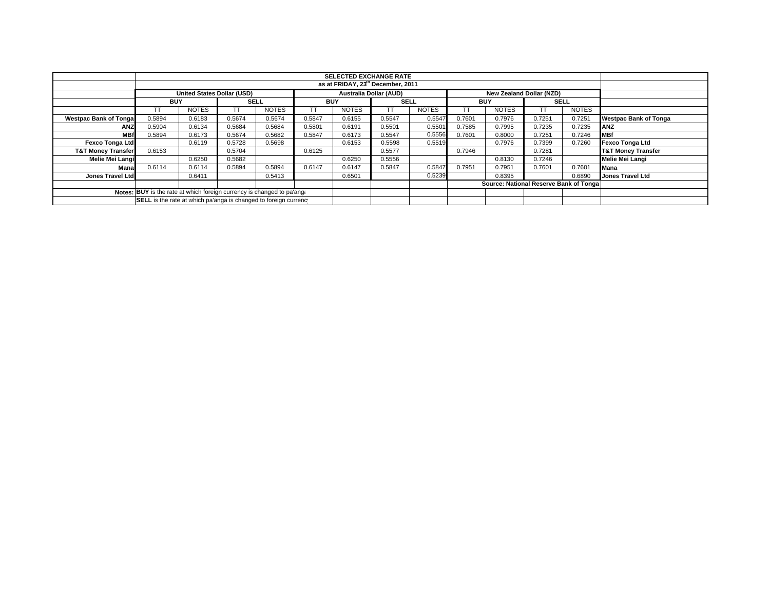| | SELECTED EXCHANGE RATE | | | | | | | | | | | | |
|---|---|---|---|---|---|---|---|---|---|---|---|---|---|
| | as at FRIDAY, 23rd December, 2011 | | | | | | | | | | | | |
| | United States Dollar (USD) | | | | Australia Dollar (AUD) | | | | New Zealand Dollar (NZD) | | | | |
| | BUY | | SELL | | BUY | | SELL | | BUY | | SELL | | |
| | TT | NOTES | TT | NOTES | TT | NOTES | TT | NOTES | TT | NOTES | TT | NOTES | |
| Westpac Bank of Tonga | 0.5894 | 0.6183 | 0.5674 | 0.5674 | 0.5847 | 0.6155 | 0.5547 | 0.5547 | 0.7601 | 0.7976 | 0.7251 | 0.7251 | Westpac Bank of Tonga |
| ANZ | 0.5904 | 0.6134 | 0.5684 | 0.5684 | 0.5801 | 0.6191 | 0.5501 | 0.5501 | 0.7585 | 0.7995 | 0.7235 | 0.7235 | ANZ |
| MBf | 0.5894 | 0.6173 | 0.5674 | 0.5682 | 0.5847 | 0.6173 | 0.5547 | 0.5556 | 0.7601 | 0.8000 | 0.7251 | 0.7246 | MBf |
| Fexco Tonga Ltd | | 0.6119 | 0.5728 | 0.5698 | | 0.6153 | 0.5598 | 0.5519 | | 0.7976 | 0.7399 | 0.7260 | Fexco Tonga Ltd |
| T&T Money Transfer | 0.6153 | | 0.5704 | | 0.6125 | | 0.5577 | | 0.7946 | | 0.7281 | | T&T Money Transfer |
| Melie Mei Langi | | 0.6250 | 0.5682 | | | 0.6250 | 0.5556 | | | 0.8130 | 0.7246 | | Melie Mei Langi |
| Mana | 0.6114 | 0.6114 | 0.5894 | 0.5894 | 0.6147 | 0.6147 | 0.5847 | 0.5847 | 0.7951 | 0.7951 | 0.7601 | 0.7601 | Mana |
| Jones Travel Ltd | | 0.6411 | | 0.5413 | | 0.6501 | | 0.5239 | | 0.8395 | | 0.6890 | Jones Travel Ltd |
| | | | | | | | | | Source: National Reserve Bank of Tonga | | | | |
| Notes: | **BUY** is the rate at which foreign currency is changed to pa'anga | | | | | | | | | | | | |
| | **SELL** is the rate at which pa'anga is changed to foreign currency | | | | | | | | | | | | |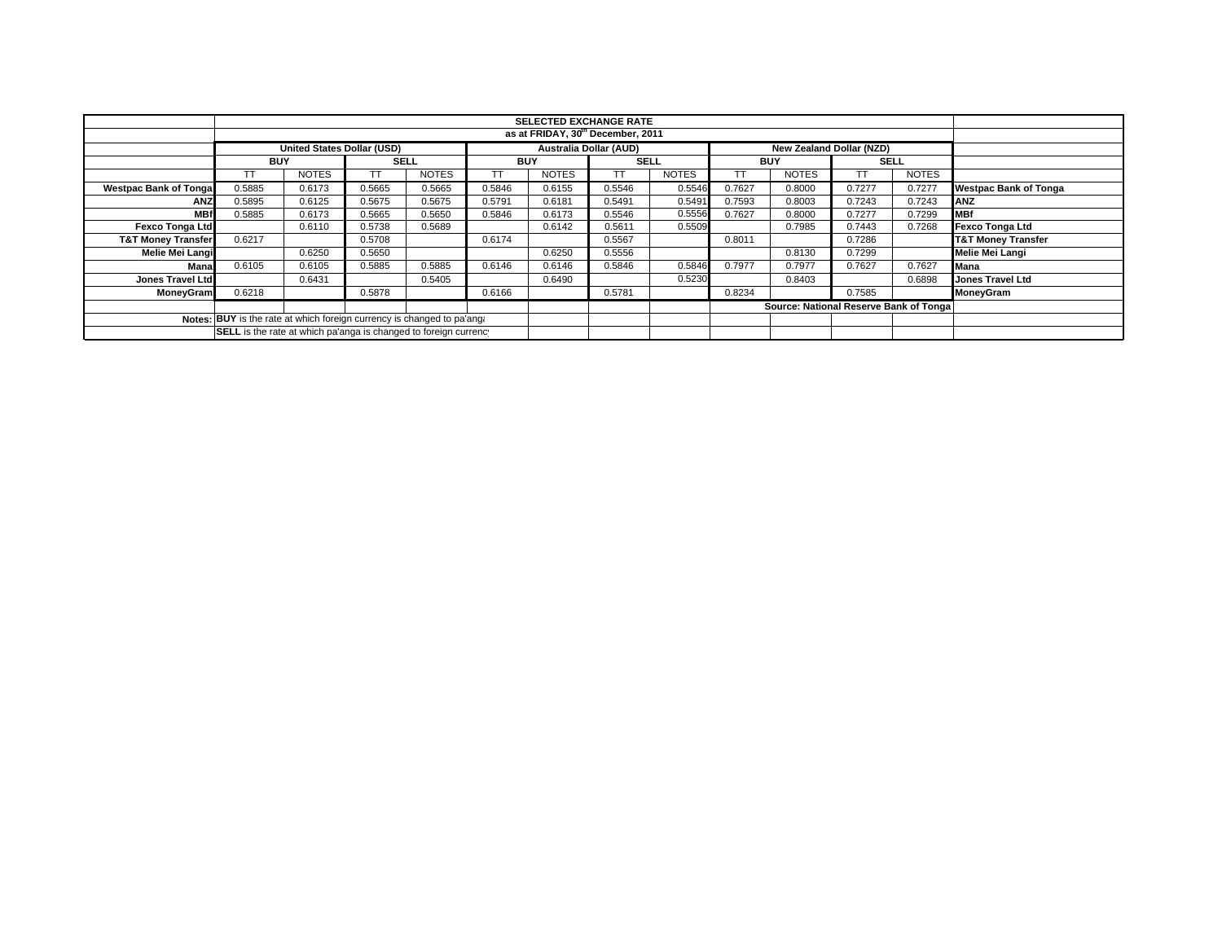| | SELECTED EXCHANGE RATE | | | | | | | | | | | | |
|---|---|---|---|---|---|---|---|---|---|---|---|---|---|
| | as at FRIDAY, 30th December, 2011 | | | | | | | | | | | | |
| | United States Dollar (USD) | | | | Australia Dollar (AUD) | | | | New Zealand Dollar (NZD) | | | | |
| | BUY | | SELL | | BUY | | SELL | | BUY | | SELL | | |
| | TT | NOTES | TT | NOTES | TT | NOTES | TT | NOTES | TT | NOTES | TT | NOTES | |
| Westpac Bank of Tonga | 0.5885 | 0.6173 | 0.5665 | 0.5665 | 0.5846 | 0.6155 | 0.5546 | 0.5546 | 0.7627 | 0.8000 | 0.7277 | 0.7277 | Westpac Bank of Tonga |
| ANZ | 0.5895 | 0.6125 | 0.5675 | 0.5675 | 0.5791 | 0.6181 | 0.5491 | 0.5491 | 0.7593 | 0.8003 | 0.7243 | 0.7243 | ANZ |
| MBf | 0.5885 | 0.6173 | 0.5665 | 0.5650 | 0.5846 | 0.6173 | 0.5546 | 0.5556 | 0.7627 | 0.8000 | 0.7277 | 0.7299 | MBf |
| Fexco Tonga Ltd | | 0.6110 | 0.5738 | 0.5689 | | 0.6142 | 0.5611 | 0.5509 | | 0.7985 | 0.7443 | 0.7268 | Fexco Tonga Ltd |
| T&T Money Transfer | 0.6217 | | 0.5708 | | 0.6174 | | 0.5567 | | 0.8011 | | 0.7286 | | T&T Money Transfer |
| Melie Mei Langi | | 0.6250 | 0.5650 | | | 0.6250 | 0.5556 | | | 0.8130 | 0.7299 | | Melie Mei Langi |
| Mana | 0.6105 | 0.6105 | 0.5885 | 0.5885 | 0.6146 | 0.6146 | 0.5846 | 0.5846 | 0.7977 | 0.7977 | 0.7627 | 0.7627 | Mana |
| Jones Travel Ltd | | 0.6431 | | 0.5405 | | 0.6490 | | 0.5230 | | 0.8403 | | 0.6898 | Jones Travel Ltd |
| MoneyGram | 0.6218 | | 0.5878 | | 0.6166 | | 0.5781 | | 0.8234 | | 0.7585 | | MoneyGram |
| | | | | | | | | | Source: National Reserve Bank of Tonga | | | | |
| Notes: | BUY is the rate at which foreign currency is changed to pa'anga | | | | | | | | | | | | |
| | SELL is the rate at which pa'anga is changed to foreign currency | | | | | | | | | | | | |